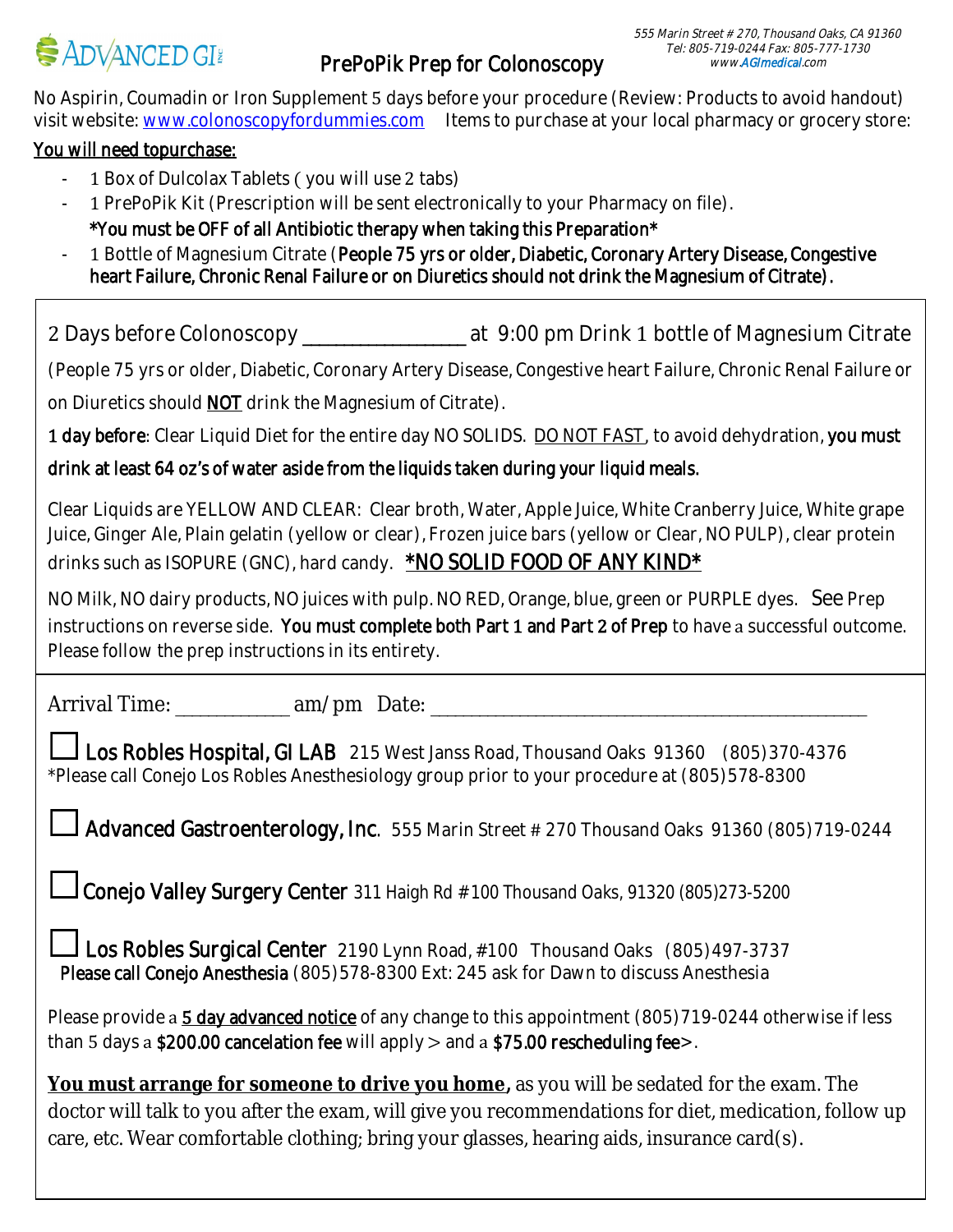ADVANCED GI

# PrePoPik Prep for Colonoscopy

555 Marin Street # 270, Thousand Oaks, CA 91360
Tel: 805-719-0244 Fax: 805-777-1730
www.AGImedical.com

No Aspirin, Coumadin or Iron Supplement 5 days before your procedure (Review: Products to avoid handout) visit website: www.colonoscopyfordummies.com Items to purchase at your local pharmacy or grocery store:

You will need topurchase:

- 1 Box of Dulcolax Tablets ( you will use 2 tabs)
- 1 PrePoPik Kit (Prescription will be sent electronically to your Pharmacy on file).
  *You must be OFF of all Antibiotic therapy when taking this Preparation*
- 1 Bottle of Magnesium Citrate (People 75 yrs or older, Diabetic, Coronary Artery Disease, Congestive heart Failure, Chronic Renal Failure or on Diuretics should not drink the Magnesium of Citrate).

2 Days before Colonoscopy ________________ at 9:00 pm Drink 1 bottle of Magnesium Citrate

(People 75 yrs or older, Diabetic, Coronary Artery Disease, Congestive heart Failure, Chronic Renal Failure or on Diuretics should **NOT** drink the Magnesium of Citrate).

**1 day before**: Clear Liquid Diet for the entire day NO SOLIDS. DO NOT FAST, to avoid dehydration, **you must drink at least 64 oz's of water aside from the liquids taken during your liquid meals.**

Clear Liquids are YELLOW AND CLEAR: Clear broth, Water, Apple Juice, White Cranberry Juice, White grape Juice, Ginger Ale, Plain gelatin (yellow or clear), Frozen juice bars (yellow or Clear, NO PULP), clear protein drinks such as ISOPURE (GNC), hard candy. *NO SOLID FOOD OF ANY KIND*

NO Milk, NO dairy products, NO juices with pulp. NO RED, Orange, blue, green or PURPLE dyes. See Prep instructions on reverse side. **You must complete both Part 1 and Part 2 of Prep** to have a successful outcome. Please follow the prep instructions in its entirety.

Arrival Time: ____________ am/pm Date: ______________________________________________

☐ **Los Robles Hospital, GI LAB** 215 West Janss Road, Thousand Oaks 91360 (805)370-4376
*Please call Conejo Los Robles Anesthesiology group prior to your procedure at (805)578-8300

☐ **Advanced Gastroenterology, Inc**. 555 Marin Street # 270 Thousand Oaks 91360 (805)719-0244

☐ **Conejo Valley Surgery Center** 311 Haigh Rd #100 Thousand Oaks, 91320 (805)273-5200

☐ **Los Robles Surgical Center** 2190 Lynn Road, #100 Thousand Oaks (805)497-3737
**Please call Conejo Anesthesia** (805)578-8300 Ext: 245 ask for Dawn to discuss Anesthesia

Please provide a **5 day advanced notice** of any change to this appointment (805)719-0244 otherwise if less than 5 days a **$200.00 cancelation fee** will apply > and a **$75.00 rescheduling fee**>.

**You must arrange for someone to drive you home,** as you will be sedated for the exam. The doctor will talk to you after the exam, will give you recommendations for diet, medication, follow up care, etc. Wear comfortable clothing; bring your glasses, hearing aids, insurance card(s).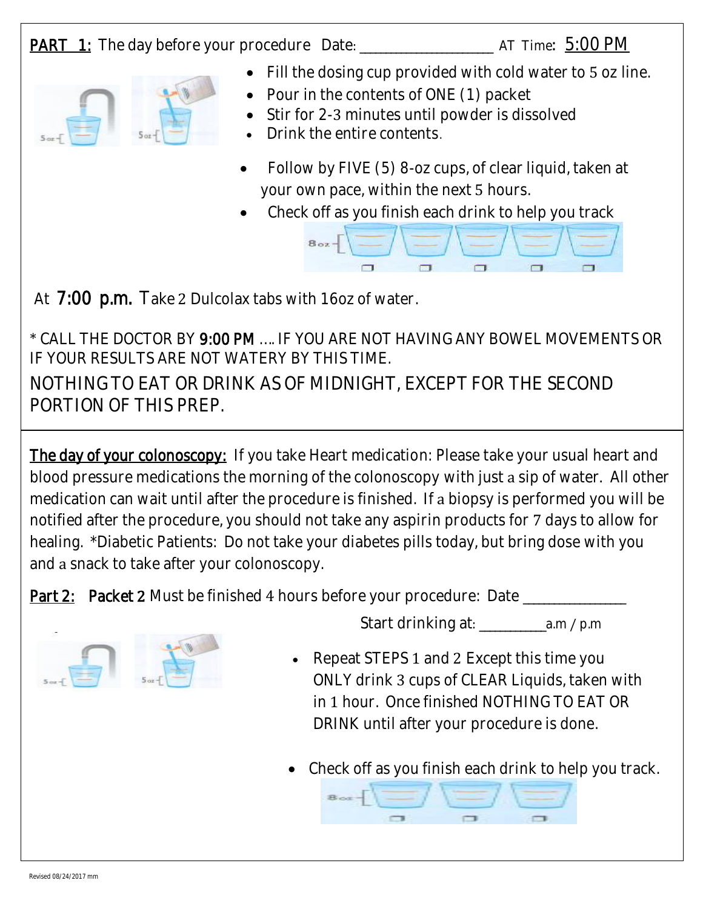**PART 1:** The day before your procedure Date: ___________________ AT Time: 5:00 PM

- Fill the dosing cup provided with cold water to 5 oz line.
- Pour in the contents of ONE (1) packet
- Stir for 2-3 minutes until powder is dissolved
- Drink the entire contents.
- Follow by FIVE (5) 8-oz cups, of clear liquid, taken at your own pace, within the next 5 hours.
- Check off as you finish each drink to help you track

8oz ☐ ☐ ☐ ☐ ☐

At **7:00 p.m.** Take 2 Dulcolax tabs with 16oz of water.

* CALL THE DOCTOR BY 9:00 PM …. IF YOU ARE NOT HAVING ANY BOWEL MOVEMENTS OR IF YOUR RESULTS ARE NOT WATERY BY THIS TIME.

NOTHING TO EAT OR DRINK AS OF MIDNIGHT, EXCEPT FOR THE SECOND PORTION OF THIS PREP.

---

**The day of your colonoscopy:** If you take Heart medication: Please take your usual heart and blood pressure medications the morning of the colonoscopy with just a sip of water. All other medication can wait until after the procedure is finished. If a biopsy is performed you will be notified after the procedure, you should not take any aspirin products for 7 days to allow for healing. *Diabetic Patients: Do not take your diabetes pills today, but bring dose with you and a snack to take after your colonoscopy.

**Part 2:** **Packet 2** Must be finished 4 hours before your procedure: Date _______________

Start drinking at: __________a.m / p.m

- Repeat STEPS 1 and 2 Except this time you ONLY drink 3 cups of CLEAR Liquids, taken with in 1 hour. Once finished NOTHING TO EAT OR DRINK until after your procedure is done.
- Check off as you finish each drink to help you track.

8oz ☐ ☐ ☐

Revised 08/24/2017 mm